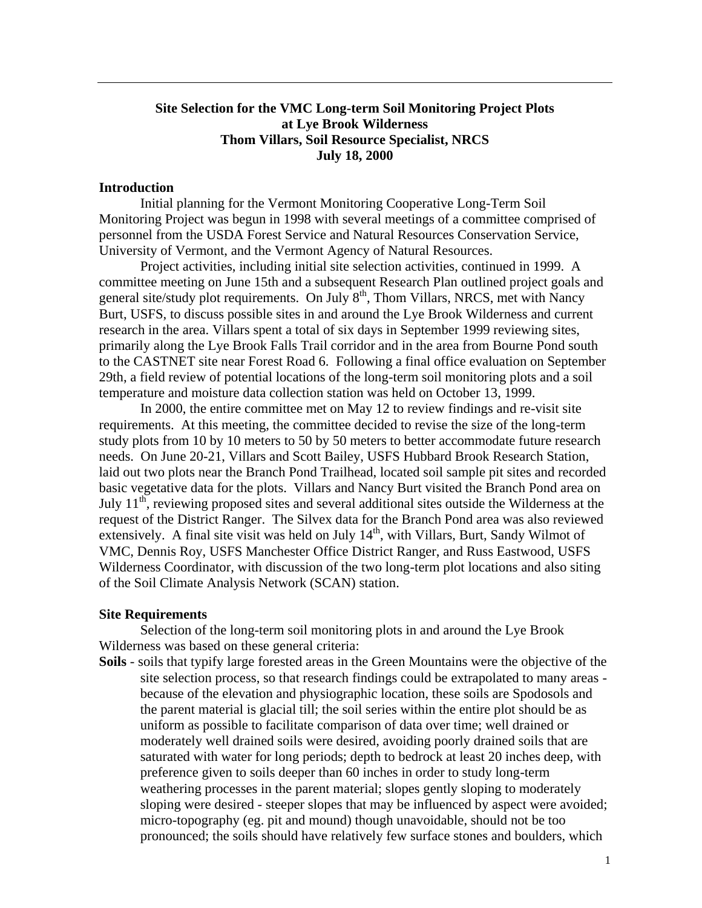# Site Selection for the VMC Long-term Soil Monitoring Project Plots at Lye Brook Wilderness

**Thom Villars, Soil Resource Specialist, NRCS**

**July 18, 2000**

## Introduction

Initial planning for the Vermont Monitoring Cooperative Long-Term Soil Monitoring Project was begun in 1998 with several meetings of a committee comprised of personnel from the USDA Forest Service and Natural Resources Conservation Service, University of Vermont, and the Vermont Agency of Natural Resources.

Project activities, including initial site selection activities, continued in 1999. A committee meeting on June 15th and a subsequent Research Plan outlined project goals and general site/study plot requirements. On July 8th, Thom Villars, NRCS, met with Nancy Burt, USFS, to discuss possible sites in and around the Lye Brook Wilderness and current research in the area. Villars spent a total of six days in September 1999 reviewing sites, primarily along the Lye Brook Falls Trail corridor and in the area from Bourne Pond south to the CASTNET site near Forest Road 6. Following a final office evaluation on September 29th, a field review of potential locations of the long-term soil monitoring plots and a soil temperature and moisture data collection station was held on October 13, 1999.

In 2000, the entire committee met on May 12 to review findings and re-visit site requirements. At this meeting, the committee decided to revise the size of the long-term study plots from 10 by 10 meters to 50 by 50 meters to better accommodate future research needs. On June 20-21, Villars and Scott Bailey, USFS Hubbard Brook Research Station, laid out two plots near the Branch Pond Trailhead, located soil sample pit sites and recorded basic vegetative data for the plots. Villars and Nancy Burt visited the Branch Pond area on July 11th, reviewing proposed sites and several additional sites outside the Wilderness at the request of the District Ranger. The Silvex data for the Branch Pond area was also reviewed extensively. A final site visit was held on July 14th, with Villars, Burt, Sandy Wilmot of VMC, Dennis Roy, USFS Manchester Office District Ranger, and Russ Eastwood, USFS Wilderness Coordinator, with discussion of the two long-term plot locations and also siting of the Soil Climate Analysis Network (SCAN) station.

## Site Requirements

Selection of the long-term soil monitoring plots in and around the Lye Brook Wilderness was based on these general criteria:

**Soils** - soils that typify large forested areas in the Green Mountains were the objective of the site selection process, so that research findings could be extrapolated to many areas - because of the elevation and physiographic location, these soils are Spodosols and the parent material is glacial till; the soil series within the entire plot should be as uniform as possible to facilitate comparison of data over time; well drained or moderately well drained soils were desired, avoiding poorly drained soils that are saturated with water for long periods; depth to bedrock at least 20 inches deep, with preference given to soils deeper than 60 inches in order to study long-term weathering processes in the parent material; slopes gently sloping to moderately sloping were desired - steeper slopes that may be influenced by aspect were avoided; micro-topography (eg. pit and mound) though unavoidable, should not be too pronounced; the soils should have relatively few surface stones and boulders, which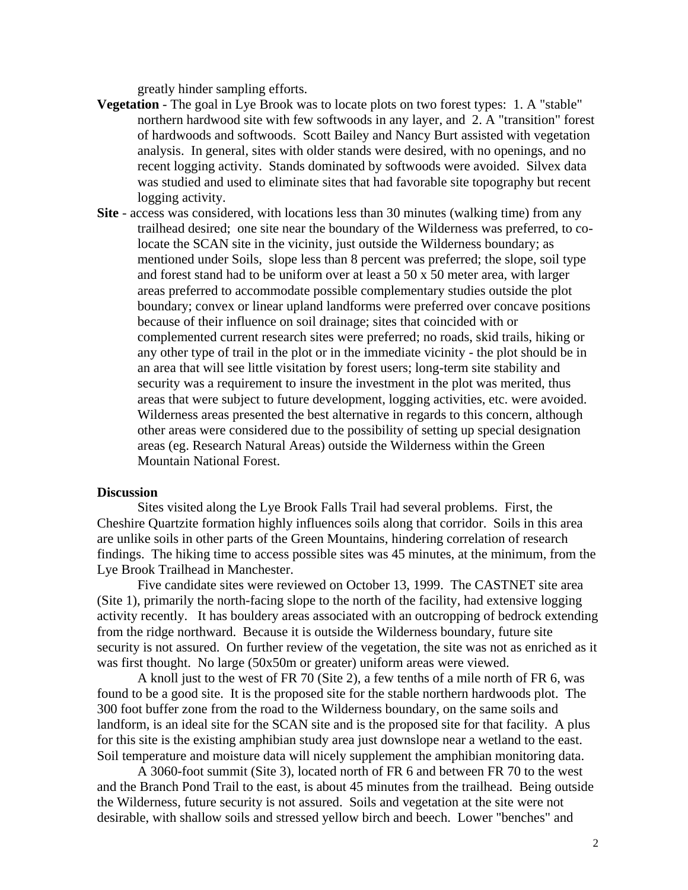greatly hinder sampling efforts.

**Vegetation** - The goal in Lye Brook was to locate plots on two forest types: 1. A "stable" northern hardwood site with few softwoods in any layer, and 2. A "transition" forest of hardwoods and softwoods. Scott Bailey and Nancy Burt assisted with vegetation analysis. In general, sites with older stands were desired, with no openings, and no recent logging activity. Stands dominated by softwoods were avoided. Silvex data was studied and used to eliminate sites that had favorable site topography but recent logging activity.

**Site** - access was considered, with locations less than 30 minutes (walking time) from any trailhead desired; one site near the boundary of the Wilderness was preferred, to co-locate the SCAN site in the vicinity, just outside the Wilderness boundary; as mentioned under Soils, slope less than 8 percent was preferred; the slope, soil type and forest stand had to be uniform over at least a 50 x 50 meter area, with larger areas preferred to accommodate possible complementary studies outside the plot boundary; convex or linear upland landforms were preferred over concave positions because of their influence on soil drainage; sites that coincided with or complemented current research sites were preferred; no roads, skid trails, hiking or any other type of trail in the plot or in the immediate vicinity - the plot should be in an area that will see little visitation by forest users; long-term site stability and security was a requirement to insure the investment in the plot was merited, thus areas that were subject to future development, logging activities, etc. were avoided. Wilderness areas presented the best alternative in regards to this concern, although other areas were considered due to the possibility of setting up special designation areas (eg. Research Natural Areas) outside the Wilderness within the Green Mountain National Forest.

**Discussion**

Sites visited along the Lye Brook Falls Trail had several problems. First, the Cheshire Quartzite formation highly influences soils along that corridor. Soils in this area are unlike soils in other parts of the Green Mountains, hindering correlation of research findings. The hiking time to access possible sites was 45 minutes, at the minimum, from the Lye Brook Trailhead in Manchester.

Five candidate sites were reviewed on October 13, 1999. The CASTNET site area (Site 1), primarily the north-facing slope to the north of the facility, had extensive logging activity recently. It has bouldery areas associated with an outcropping of bedrock extending from the ridge northward. Because it is outside the Wilderness boundary, future site security is not assured. On further review of the vegetation, the site was not as enriched as it was first thought. No large (50x50m or greater) uniform areas were viewed.

A knoll just to the west of FR 70 (Site 2), a few tenths of a mile north of FR 6, was found to be a good site. It is the proposed site for the stable northern hardwoods plot. The 300 foot buffer zone from the road to the Wilderness boundary, on the same soils and landform, is an ideal site for the SCAN site and is the proposed site for that facility. A plus for this site is the existing amphibian study area just downslope near a wetland to the east. Soil temperature and moisture data will nicely supplement the amphibian monitoring data.

A 3060-foot summit (Site 3), located north of FR 6 and between FR 70 to the west and the Branch Pond Trail to the east, is about 45 minutes from the trailhead. Being outside the Wilderness, future security is not assured. Soils and vegetation at the site were not desirable, with shallow soils and stressed yellow birch and beech. Lower "benches" and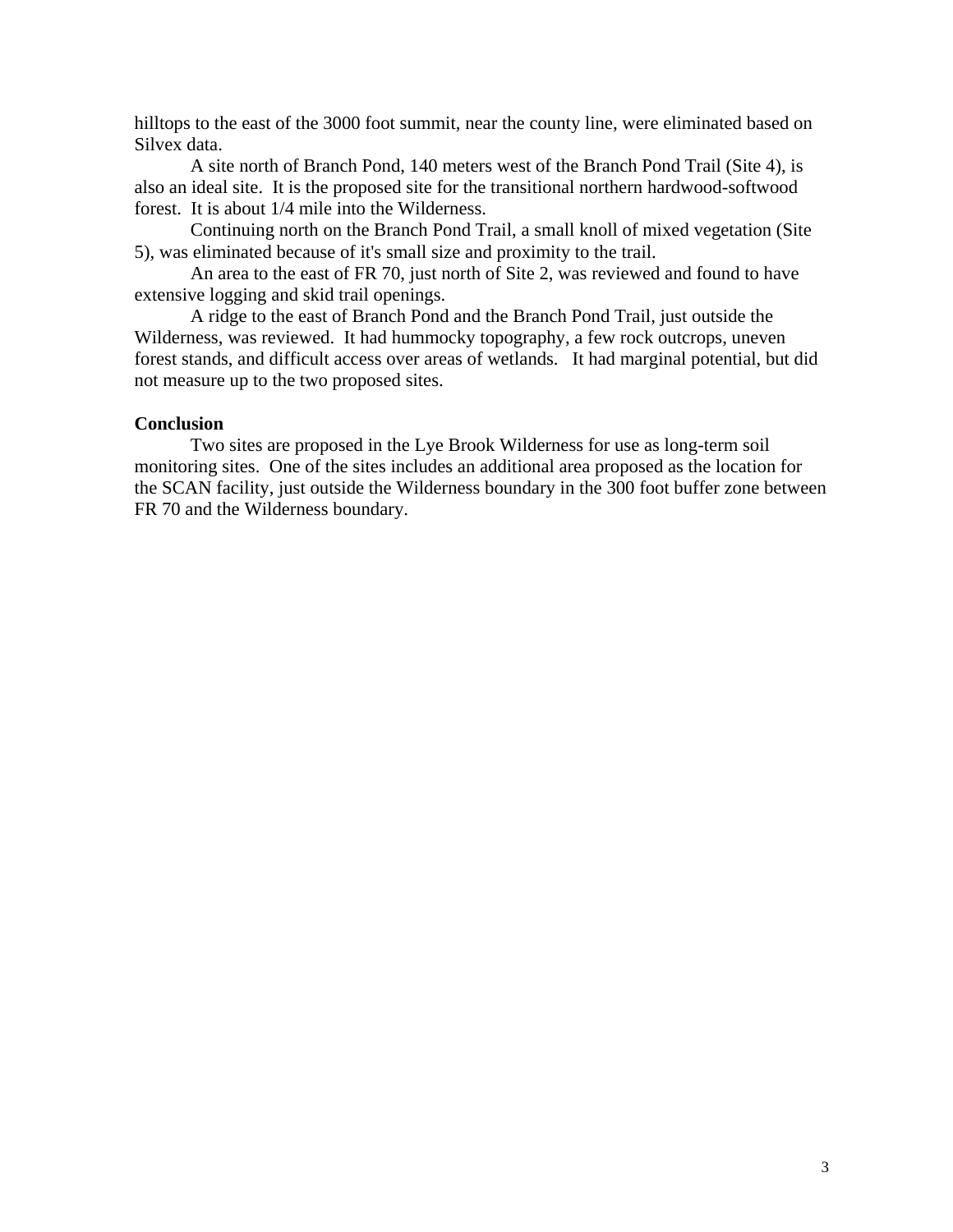hilltops to the east of the 3000 foot summit, near the county line, were eliminated based on Silvex data.

A site north of Branch Pond, 140 meters west of the Branch Pond Trail (Site 4), is also an ideal site. It is the proposed site for the transitional northern hardwood-softwood forest. It is about 1/4 mile into the Wilderness.

Continuing north on the Branch Pond Trail, a small knoll of mixed vegetation (Site 5), was eliminated because of it's small size and proximity to the trail.

An area to the east of FR 70, just north of Site 2, was reviewed and found to have extensive logging and skid trail openings.

A ridge to the east of Branch Pond and the Branch Pond Trail, just outside the Wilderness, was reviewed. It had hummocky topography, a few rock outcrops, uneven forest stands, and difficult access over areas of wetlands. It had marginal potential, but did not measure up to the two proposed sites.

**Conclusion**

Two sites are proposed in the Lye Brook Wilderness for use as long-term soil monitoring sites. One of the sites includes an additional area proposed as the location for the SCAN facility, just outside the Wilderness boundary in the 300 foot buffer zone between FR 70 and the Wilderness boundary.